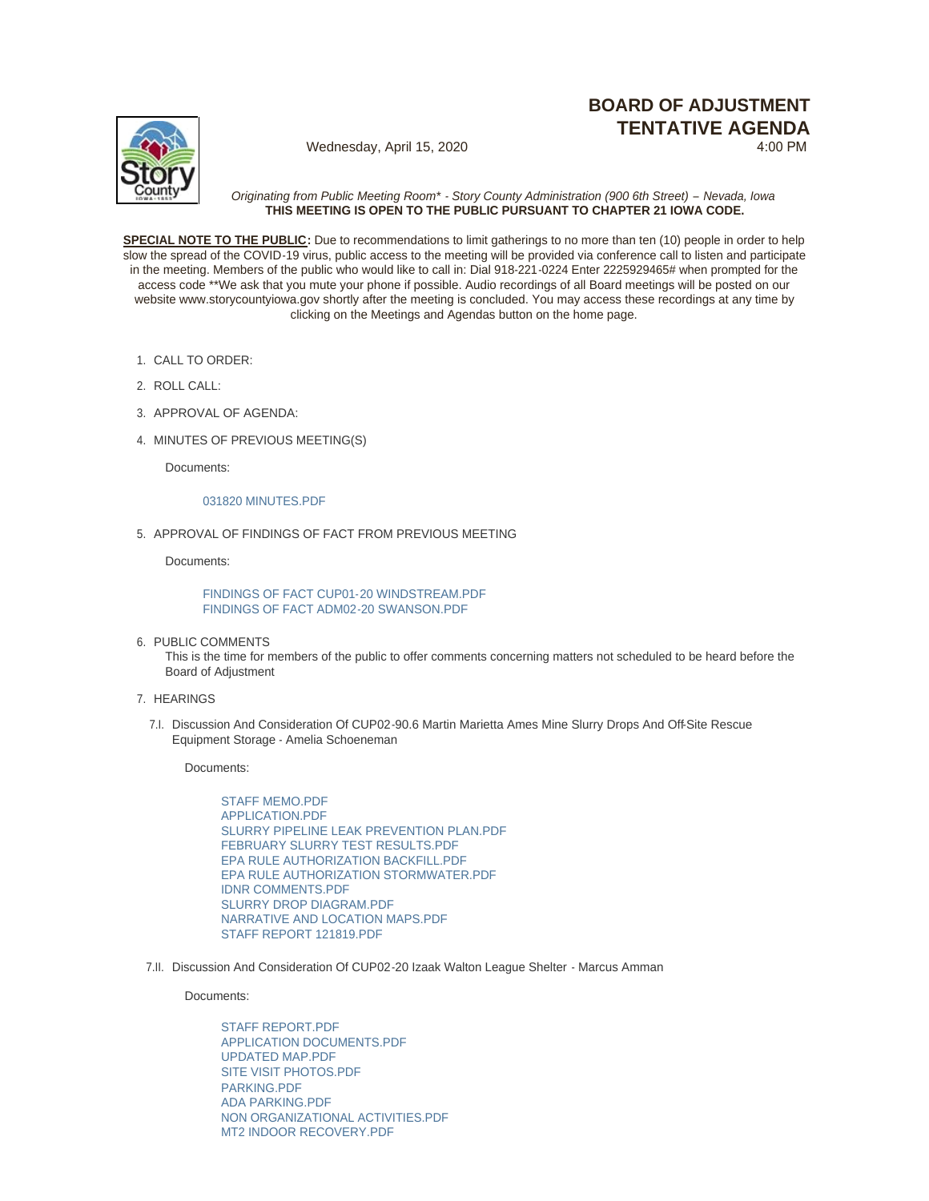# BOARD OF ADJUSTMENT TENTATIVE AGENDA

Wednesday, April 15, 2020 4:00 PM

*Originating from Public Meeting Room\* - Story County Administration (900 6th Street) – Nevada, Iowa*
**THIS MEETING IS OPEN TO THE PUBLIC PURSUANT TO CHAPTER 21 IOWA CODE.**

**SPECIAL NOTE TO THE PUBLIC:** Due to recommendations to limit gatherings to no more than ten (10) people in order to help slow the spread of the COVID-19 virus, public access to the meeting will be provided via conference call to listen and participate in the meeting. Members of the public who would like to call in: Dial 918-221-0224 Enter 2225929465# when prompted for the access code **We ask that you mute your phone if possible. Audio recordings of all Board meetings will be posted on our website www.storycountyiowa.gov shortly after the meeting is concluded. You may access these recordings at any time by clicking on the Meetings and Agendas button on the home page.

1. CALL TO ORDER:
2. ROLL CALL:
3. APPROVAL OF AGENDA:
4. MINUTES OF PREVIOUS MEETING(S)

   Documents:

   031820 MINUTES.PDF

5. APPROVAL OF FINDINGS OF FACT FROM PREVIOUS MEETING

   Documents:

   FINDINGS OF FACT CUP01-20 WINDSTREAM.PDF
   FINDINGS OF FACT ADM02-20 SWANSON.PDF

6. PUBLIC COMMENTS

   This is the time for members of the public to offer comments concerning matters not scheduled to be heard before the Board of Adjustment

7. HEARINGS

   7.I. Discussion And Consideration Of CUP02-90.6 Martin Marietta Ames Mine Slurry Drops And Off-Site Rescue Equipment Storage - Amelia Schoeneman

   Documents:

   STAFF MEMO.PDF
   APPLICATION.PDF
   SLURRY PIPELINE LEAK PREVENTION PLAN.PDF
   FEBRUARY SLURRY TEST RESULTS.PDF
   EPA RULE AUTHORIZATION BACKFILL.PDF
   EPA RULE AUTHORIZATION STORMWATER.PDF
   IDNR COMMENTS.PDF
   SLURRY DROP DIAGRAM.PDF
   NARRATIVE AND LOCATION MAPS.PDF
   STAFF REPORT 121819.PDF

   7.II. Discussion And Consideration Of CUP02-20 Izaak Walton League Shelter - Marcus Amman

   Documents:

   STAFF REPORT.PDF
   APPLICATION DOCUMENTS.PDF
   UPDATED MAP.PDF
   SITE VISIT PHOTOS.PDF
   PARKING.PDF
   ADA PARKING.PDF
   NON ORGANIZATIONAL ACTIVITIES.PDF
   MT2 INDOOR RECOVERY.PDF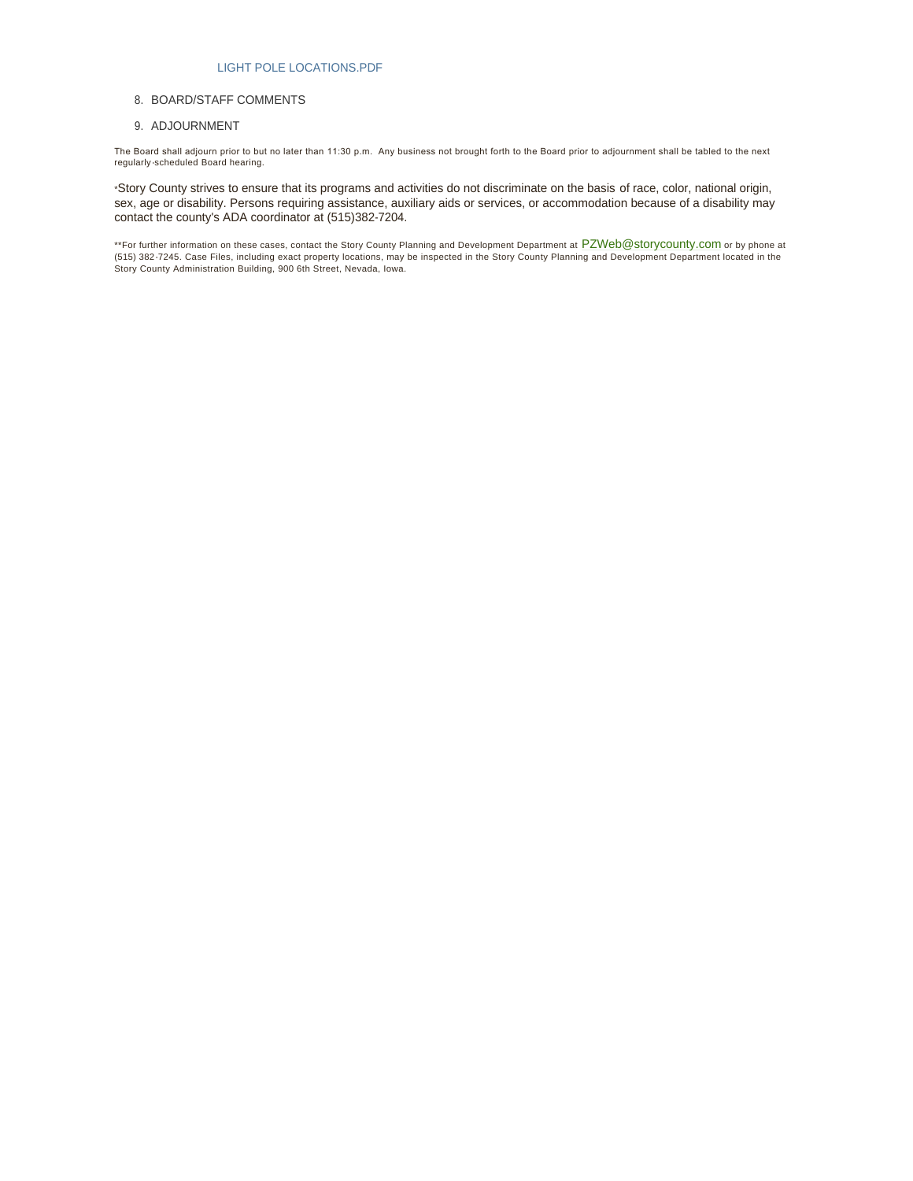LIGHT POLE LOCATIONS.PDF

8. BOARD/STAFF COMMENTS

9. ADJOURNMENT

The Board shall adjourn prior to but no later than 11:30 p.m. Any business not brought forth to the Board prior to adjournment shall be tabled to the next regularly-scheduled Board hearing.

*Story County strives to ensure that its programs and activities do not discriminate on the basis of race, color, national origin, sex, age or disability. Persons requiring assistance, auxiliary aids or services, or accommodation because of a disability may contact the county's ADA coordinator at (515)382-7204.

**For further information on these cases, contact the Story County Planning and Development Department at PZWeb@storycounty.com or by phone at (515) 382-7245. Case Files, including exact property locations, may be inspected in the Story County Planning and Development Department located in the Story County Administration Building, 900 6th Street, Nevada, Iowa.